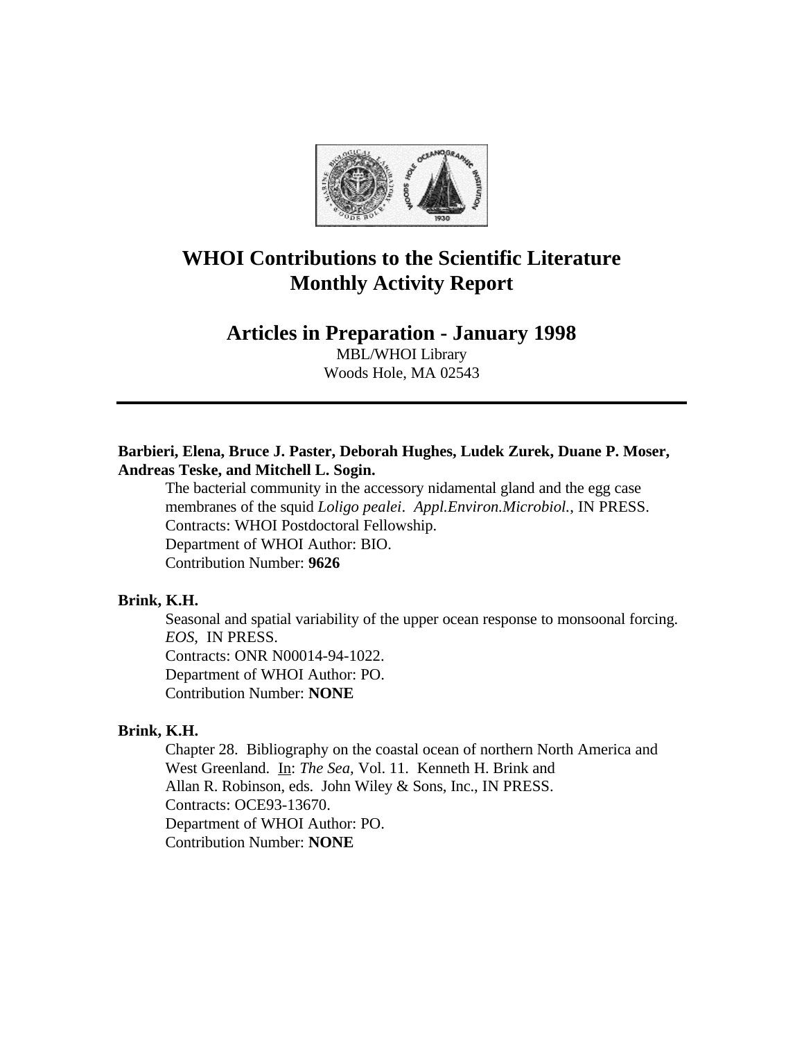# WHOI Contributions to the Scientific Literature
# Monthly Activity Report

## Articles in Preparation - January 1998

MBL/WHOI Library
Woods Hole, MA 02543

---

**Barbieri, Elena, Bruce J. Paster, Deborah Hughes, Ludek Zurek, Duane P. Moser, Andreas Teske, and Mitchell L. Sogin.**

The bacterial community in the accessory nidamental gland and the egg case membranes of the squid *Loligo pealei*. *Appl.Environ.Microbiol.*, IN PRESS.
Contracts: WHOI Postdoctoral Fellowship.
Department of WHOI Author: BIO.
Contribution Number: **9626**

**Brink, K.H.**

Seasonal and spatial variability of the upper ocean response to monsoonal forcing. *EOS*, IN PRESS.
Contracts: ONR N00014-94-1022.
Department of WHOI Author: PO.
Contribution Number: **NONE**

**Brink, K.H.**

Chapter 28. Bibliography on the coastal ocean of northern North America and West Greenland. In: *The Sea,* Vol. 11. Kenneth H. Brink and Allan R. Robinson, eds. John Wiley & Sons, Inc., IN PRESS.
Contracts: OCE93-13670.
Department of WHOI Author: PO.
Contribution Number: **NONE**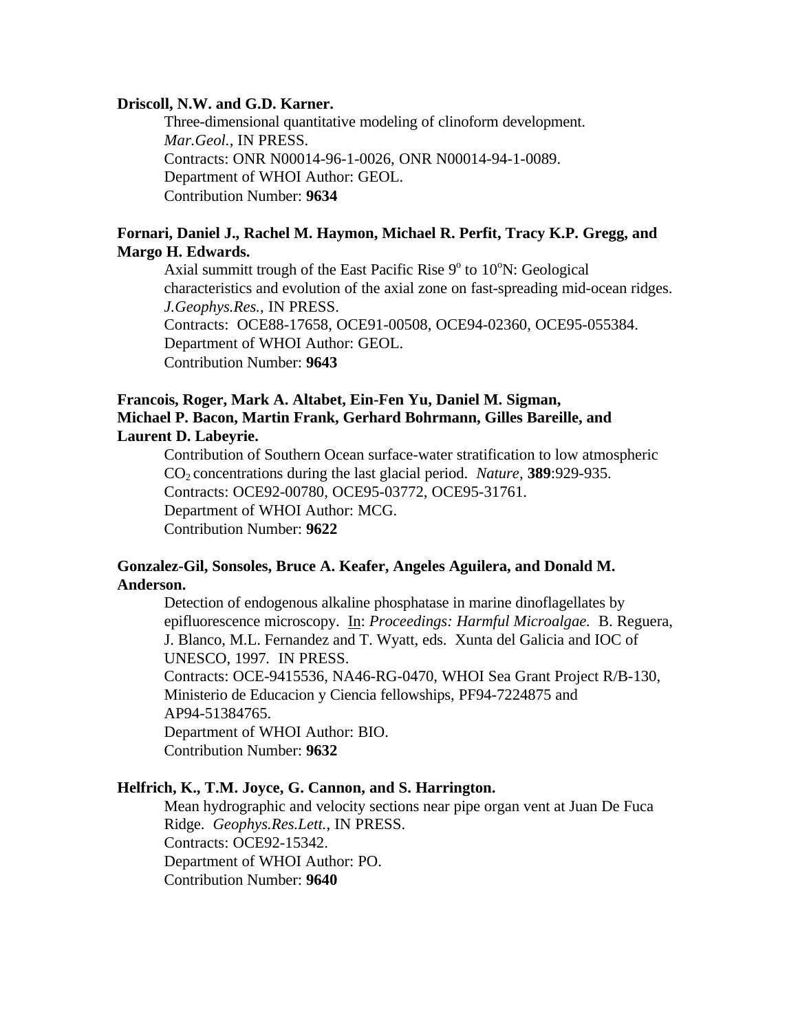**Driscoll, N.W. and G.D. Karner.**

Three-dimensional quantitative modeling of clinoform development. *Mar.Geol.*, IN PRESS.
Contracts: ONR N00014-96-1-0026, ONR N00014-94-1-0089.
Department of WHOI Author: GEOL.
Contribution Number: **9634**

**Fornari, Daniel J., Rachel M. Haymon, Michael R. Perfit, Tracy K.P. Gregg, and Margo H. Edwards.**

Axial summitt trough of the East Pacific Rise $9^o$ to $10^o$N: Geological characteristics and evolution of the axial zone on fast-spreading mid-ocean ridges. *J.Geophys.Res.*, IN PRESS.
Contracts: OCE88-17658, OCE91-00508, OCE94-02360, OCE95-055384.
Department of WHOI Author: GEOL.
Contribution Number: **9643**

**Francois, Roger, Mark A. Altabet, Ein-Fen Yu, Daniel M. Sigman, Michael P. Bacon, Martin Frank, Gerhard Bohrmann, Gilles Bareille, and Laurent D. Labeyrie.**

Contribution of Southern Ocean surface-water stratification to low atmospheric $CO_2$ concentrations during the last glacial period. *Nature*, **389**:929-935.
Contracts: OCE92-00780, OCE95-03772, OCE95-31761.
Department of WHOI Author: MCG.
Contribution Number: **9622**

**Gonzalez-Gil, Sonsoles, Bruce A. Keafer, Angeles Aguilera, and Donald M. Anderson.**

Detection of endogenous alkaline phosphatase in marine dinoflagellates by epifluorescence microscopy. In: *Proceedings: Harmful Microalgae.* B. Reguera, J. Blanco, M.L. Fernandez and T. Wyatt, eds. Xunta del Galicia and IOC of UNESCO, 1997. IN PRESS.
Contracts: OCE-9415536, NA46-RG-0470, WHOI Sea Grant Project R/B-130, Ministerio de Educacion y Ciencia fellowships, PF94-7224875 and AP94-51384765.
Department of WHOI Author: BIO.
Contribution Number: **9632**

**Helfrich, K., T.M. Joyce, G. Cannon, and S. Harrington.**

Mean hydrographic and velocity sections near pipe organ vent at Juan De Fuca Ridge. *Geophys.Res.Lett.*, IN PRESS.
Contracts: OCE92-15342.
Department of WHOI Author: PO.
Contribution Number: **9640**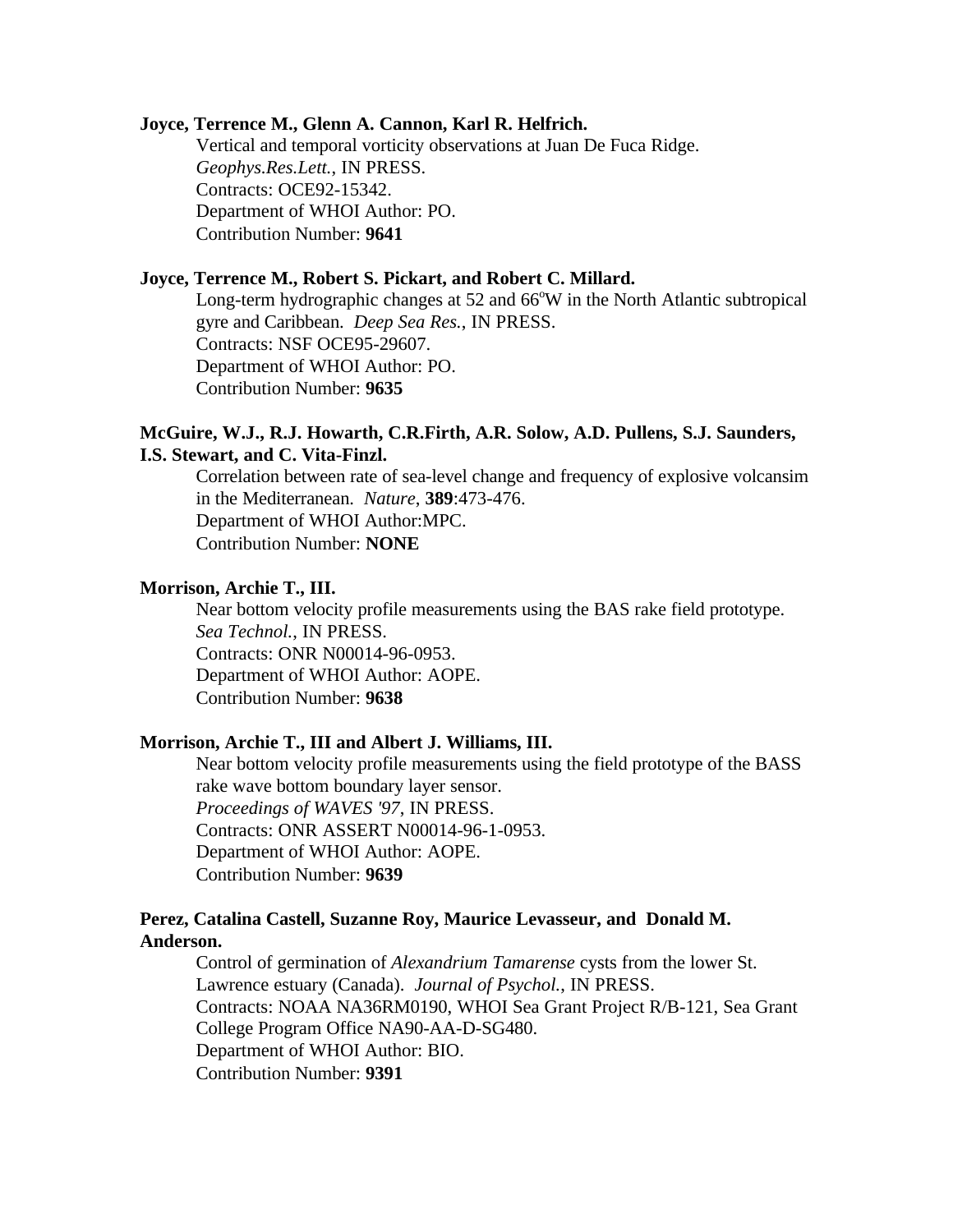**Joyce, Terrence M., Glenn A. Cannon, Karl R. Helfrich.**

Vertical and temporal vorticity observations at Juan De Fuca Ridge.
*Geophys.Res.Lett.*, IN PRESS.
Contracts: OCE92-15342.
Department of WHOI Author: PO.
Contribution Number: **9641**

**Joyce, Terrence M., Robert S. Pickart, and Robert C. Millard.**

Long-term hydrographic changes at 52 and 66$^{o}$W in the North Atlantic subtropical gyre and Caribbean. *Deep Sea Res.*, IN PRESS.
Contracts: NSF OCE95-29607.
Department of WHOI Author: PO.
Contribution Number: **9635**

**McGuire, W.J., R.J. Howarth, C.R.Firth, A.R. Solow, A.D. Pullens, S.J. Saunders, I.S. Stewart, and C. Vita-Finzl.**

Correlation between rate of sea-level change and frequency of explosive volcansim in the Mediterranean. *Nature*, **389**:473-476.
Department of WHOI Author:MPC.
Contribution Number: **NONE**

**Morrison, Archie T., III.**

Near bottom velocity profile measurements using the BAS rake field prototype.
*Sea Technol.*, IN PRESS.
Contracts: ONR N00014-96-0953.
Department of WHOI Author: AOPE.
Contribution Number: **9638**

**Morrison, Archie T., III and Albert J. Williams, III.**

Near bottom velocity profile measurements using the field prototype of the BASS rake wave bottom boundary layer sensor.
*Proceedings of WAVES '97*, IN PRESS.
Contracts: ONR ASSERT N00014-96-1-0953.
Department of WHOI Author: AOPE.
Contribution Number: **9639**

**Perez, Catalina Castell, Suzanne Roy, Maurice Levasseur, and Donald M. Anderson.**

Control of germination of *Alexandrium Tamarense* cysts from the lower St. Lawrence estuary (Canada). *Journal of Psychol.*, IN PRESS.
Contracts: NOAA NA36RM0190, WHOI Sea Grant Project R/B-121, Sea Grant College Program Office NA90-AA-D-SG480.
Department of WHOI Author: BIO.
Contribution Number: **9391**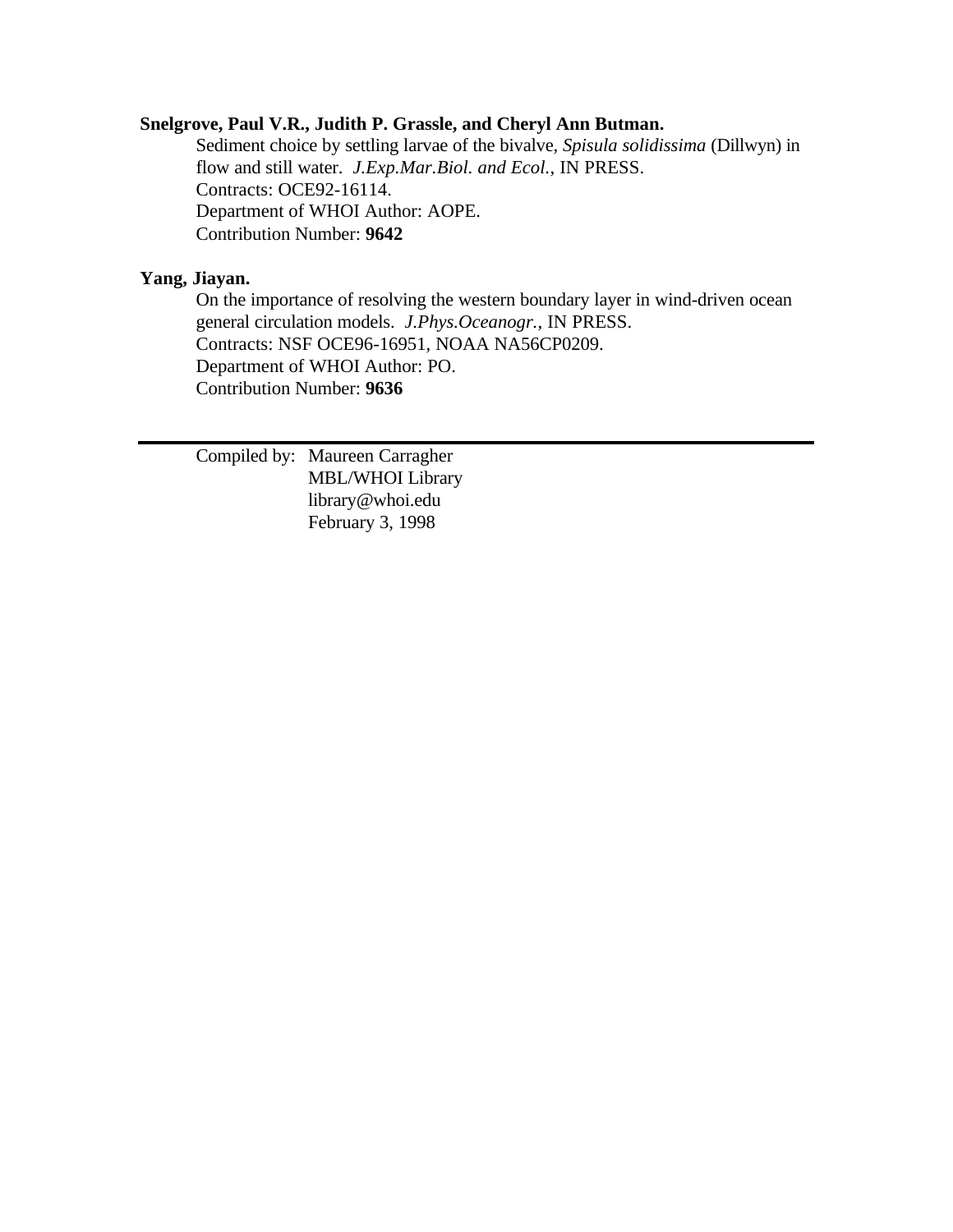**Snelgrove, Paul V.R., Judith P. Grassle, and Cheryl Ann Butman.**

Sediment choice by settling larvae of the bivalve, *Spisula solidissima* (Dillwyn) in flow and still water. *J.Exp.Mar.Biol. and Ecol.*, IN PRESS.
Contracts: OCE92-16114.
Department of WHOI Author: AOPE.
Contribution Number: **9642**

**Yang, Jiayan.**

On the importance of resolving the western boundary layer in wind-driven ocean general circulation models. *J.Phys.Oceanogr.*, IN PRESS.
Contracts: NSF OCE96-16951, NOAA NA56CP0209.
Department of WHOI Author: PO.
Contribution Number: **9636**

---

Compiled by: Maureen Carragher
MBL/WHOI Library
library@whoi.edu
February 3, 1998